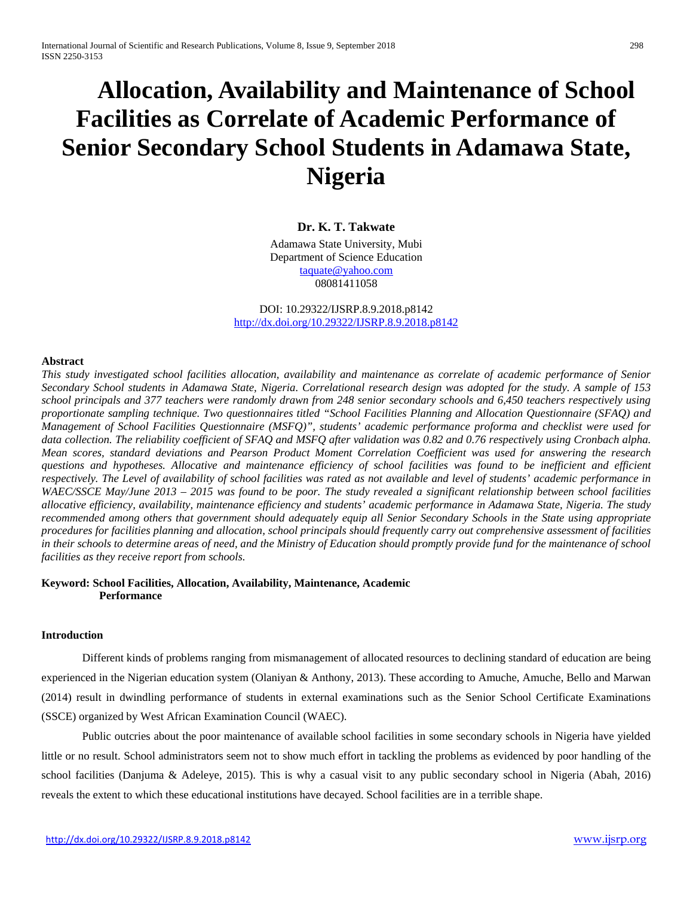# Allocation, Availability and Maintenance of School Facilities as Correlate of Academic Performance of Senior Secondary School Students in Adamawa State, Nigeria

**Dr. K. T. Takwate**

Adamawa State University, Mubi
Department of Science Education
taquate@yahoo.com
08081411058

DOI: 10.29322/IJSRP.8.9.2018.p8142
http://dx.doi.org/10.29322/IJSRP.8.9.2018.p8142

**Abstract**

*This study investigated school facilities allocation, availability and maintenance as correlate of academic performance of Senior Secondary School students in Adamawa State, Nigeria. Correlational research design was adopted for the study. A sample of 153 school principals and 377 teachers were randomly drawn from 248 senior secondary schools and 6,450 teachers respectively using proportionate sampling technique. Two questionnaires titled "School Facilities Planning and Allocation Questionnaire (SFAQ) and Management of School Facilities Questionnaire (MSFQ)", students' academic performance proforma and checklist were used for data collection. The reliability coefficient of SFAQ and MSFQ after validation was 0.82 and 0.76 respectively using Cronbach alpha. Mean scores, standard deviations and Pearson Product Moment Correlation Coefficient was used for answering the research questions and hypotheses. Allocative and maintenance efficiency of school facilities was found to be inefficient and efficient respectively. The Level of availability of school facilities was rated as not available and level of students' academic performance in WAEC/SSCE May/June 2013 – 2015 was found to be poor. The study revealed a significant relationship between school facilities allocative efficiency, availability, maintenance efficiency and students' academic performance in Adamawa State, Nigeria. The study recommended among others that government should adequately equip all Senior Secondary Schools in the State using appropriate procedures for facilities planning and allocation, school principals should frequently carry out comprehensive assessment of facilities in their schools to determine areas of need, and the Ministry of Education should promptly provide fund for the maintenance of school facilities as they receive report from schools.*

**Keyword: School Facilities, Allocation, Availability, Maintenance, Academic Performance**

## Introduction

Different kinds of problems ranging from mismanagement of allocated resources to declining standard of education are being experienced in the Nigerian education system (Olaniyan & Anthony, 2013). These according to Amuche, Amuche, Bello and Marwan (2014) result in dwindling performance of students in external examinations such as the Senior School Certificate Examinations (SSCE) organized by West African Examination Council (WAEC).

Public outcries about the poor maintenance of available school facilities in some secondary schools in Nigeria have yielded little or no result. School administrators seem not to show much effort in tackling the problems as evidenced by poor handling of the school facilities (Danjuma & Adeleye, 2015). This is why a casual visit to any public secondary school in Nigeria (Abah, 2016) reveals the extent to which these educational institutions have decayed. School facilities are in a terrible shape.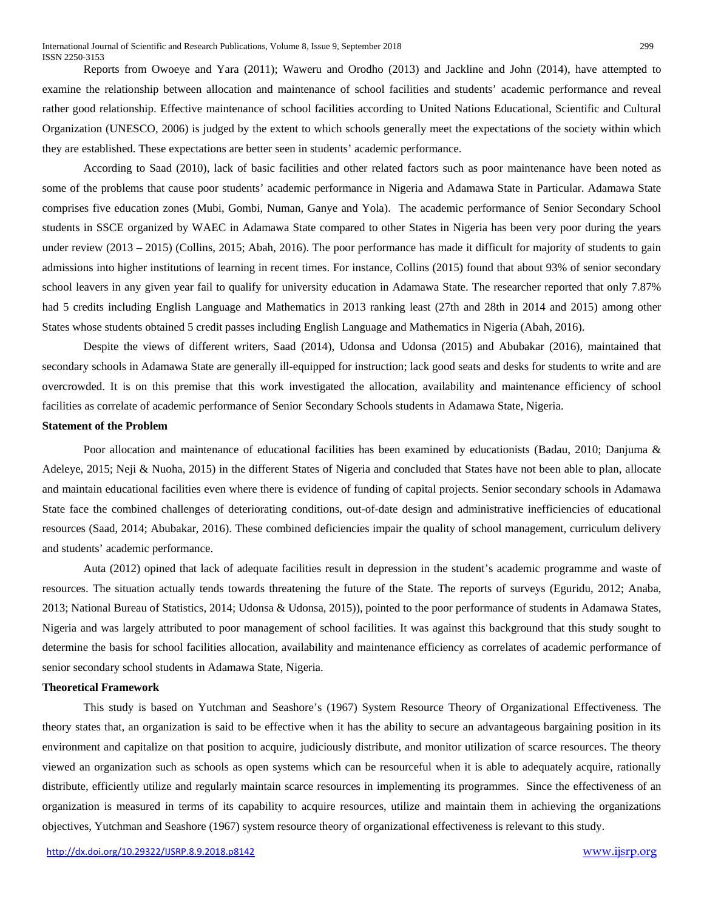Reports from Owoeye and Yara (2011); Waweru and Orodho (2013) and Jackline and John (2014), have attempted to examine the relationship between allocation and maintenance of school facilities and students' academic performance and reveal rather good relationship. Effective maintenance of school facilities according to United Nations Educational, Scientific and Cultural Organization (UNESCO, 2006) is judged by the extent to which schools generally meet the expectations of the society within which they are established. These expectations are better seen in students' academic performance.

According to Saad (2010), lack of basic facilities and other related factors such as poor maintenance have been noted as some of the problems that cause poor students' academic performance in Nigeria and Adamawa State in Particular. Adamawa State comprises five education zones (Mubi, Gombi, Numan, Ganye and Yola). The academic performance of Senior Secondary School students in SSCE organized by WAEC in Adamawa State compared to other States in Nigeria has been very poor during the years under review (2013 – 2015) (Collins, 2015; Abah, 2016). The poor performance has made it difficult for majority of students to gain admissions into higher institutions of learning in recent times. For instance, Collins (2015) found that about 93% of senior secondary school leavers in any given year fail to qualify for university education in Adamawa State. The researcher reported that only 7.87% had 5 credits including English Language and Mathematics in 2013 ranking least (27th and 28th in 2014 and 2015) among other States whose students obtained 5 credit passes including English Language and Mathematics in Nigeria (Abah, 2016).

Despite the views of different writers, Saad (2014), Udonsa and Udonsa (2015) and Abubakar (2016), maintained that secondary schools in Adamawa State are generally ill-equipped for instruction; lack good seats and desks for students to write and are overcrowded. It is on this premise that this work investigated the allocation, availability and maintenance efficiency of school facilities as correlate of academic performance of Senior Secondary Schools students in Adamawa State, Nigeria.

**Statement of the Problem**

Poor allocation and maintenance of educational facilities has been examined by educationists (Badau, 2010; Danjuma & Adeleye, 2015; Neji & Nuoha, 2015) in the different States of Nigeria and concluded that States have not been able to plan, allocate and maintain educational facilities even where there is evidence of funding of capital projects. Senior secondary schools in Adamawa State face the combined challenges of deteriorating conditions, out-of-date design and administrative inefficiencies of educational resources (Saad, 2014; Abubakar, 2016). These combined deficiencies impair the quality of school management, curriculum delivery and students' academic performance.

Auta (2012) opined that lack of adequate facilities result in depression in the student's academic programme and waste of resources. The situation actually tends towards threatening the future of the State. The reports of surveys (Eguridu, 2012; Anaba, 2013; National Bureau of Statistics, 2014; Udonsa & Udonsa, 2015)), pointed to the poor performance of students in Adamawa States, Nigeria and was largely attributed to poor management of school facilities. It was against this background that this study sought to determine the basis for school facilities allocation, availability and maintenance efficiency as correlates of academic performance of senior secondary school students in Adamawa State, Nigeria.

**Theoretical Framework**

This study is based on Yutchman and Seashore's (1967) System Resource Theory of Organizational Effectiveness. The theory states that, an organization is said to be effective when it has the ability to secure an advantageous bargaining position in its environment and capitalize on that position to acquire, judiciously distribute, and monitor utilization of scarce resources. The theory viewed an organization such as schools as open systems which can be resourceful when it is able to adequately acquire, rationally distribute, efficiently utilize and regularly maintain scarce resources in implementing its programmes. Since the effectiveness of an organization is measured in terms of its capability to acquire resources, utilize and maintain them in achieving the organizations objectives, Yutchman and Seashore (1967) system resource theory of organizational effectiveness is relevant to this study.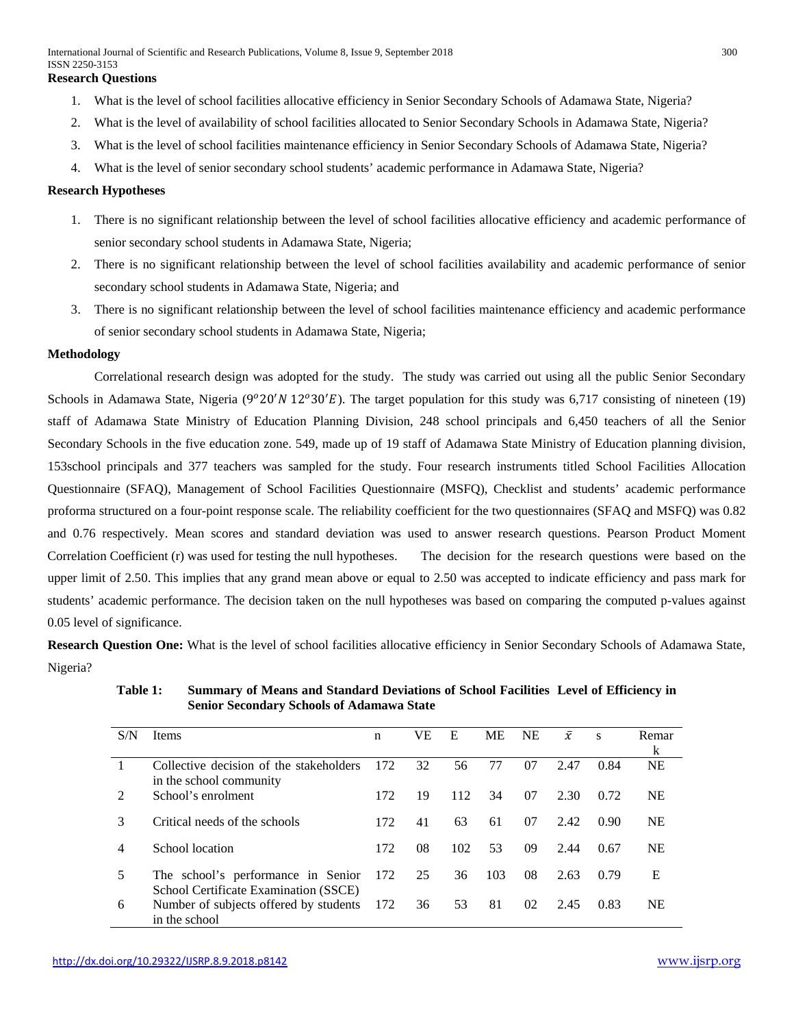**Research Questions**

1. What is the level of school facilities allocative efficiency in Senior Secondary Schools of Adamawa State, Nigeria?
2. What is the level of availability of school facilities allocated to Senior Secondary Schools in Adamawa State, Nigeria?
3. What is the level of school facilities maintenance efficiency in Senior Secondary Schools of Adamawa State, Nigeria?
4. What is the level of senior secondary school students' academic performance in Adamawa State, Nigeria?

**Research Hypotheses**

1. There is no significant relationship between the level of school facilities allocative efficiency and academic performance of senior secondary school students in Adamawa State, Nigeria;
2. There is no significant relationship between the level of school facilities availability and academic performance of senior secondary school students in Adamawa State, Nigeria; and
3. There is no significant relationship between the level of school facilities maintenance efficiency and academic performance of senior secondary school students in Adamawa State, Nigeria;

**Methodology**

Correlational research design was adopted for the study. The study was carried out using all the public Senior Secondary Schools in Adamawa State, Nigeria ($9^o 20' N$ $12^o 30' E$). The target population for this study was 6,717 consisting of nineteen (19) staff of Adamawa State Ministry of Education Planning Division, 248 school principals and 6,450 teachers of all the Senior Secondary Schools in the five education zone. 549, made up of 19 staff of Adamawa State Ministry of Education planning division, 153school principals and 377 teachers was sampled for the study. Four research instruments titled School Facilities Allocation Questionnaire (SFAQ), Management of School Facilities Questionnaire (MSFQ), Checklist and students' academic performance proforma structured on a four-point response scale. The reliability coefficient for the two questionnaires (SFAQ and MSFQ) was 0.82 and 0.76 respectively. Mean scores and standard deviation was used to answer research questions. Pearson Product Moment Correlation Coefficient (r) was used for testing the null hypotheses. The decision for the research questions were based on the upper limit of 2.50. This implies that any grand mean above or equal to 2.50 was accepted to indicate efficiency and pass mark for students' academic performance. The decision taken on the null hypotheses was based on comparing the computed p-values against 0.05 level of significance.

**Research Question One:** What is the level of school facilities allocative efficiency in Senior Secondary Schools of Adamawa State, Nigeria?

**Table 1: Summary of Means and Standard Deviations of School Facilities Level of Efficiency in Senior Secondary Schools of Adamawa State**

| S/N | Items | n | VE | E | ME | NE | $\bar{x}$ | s | Remark |
|---|---|---|---|---|---|---|---|---|---|
| 1 | Collective decision of the stakeholders in the school community | 172 | 32 | 56 | 77 | 07 | 2.47 | 0.84 | NE |
| 2 | School's enrolment | 172 | 19 | 112 | 34 | 07 | 2.30 | 0.72 | NE |
| 3 | Critical needs of the schools | 172 | 41 | 63 | 61 | 07 | 2.42 | 0.90 | NE |
| 4 | School location | 172 | 08 | 102 | 53 | 09 | 2.44 | 0.67 | NE |
| 5 | The school's performance in Senior School Certificate Examination (SSCE) | 172 | 25 | 36 | 103 | 08 | 2.63 | 0.79 | E |
| 6 | Number of subjects offered by students in the school | 172 | 36 | 53 | 81 | 02 | 2.45 | 0.83 | NE |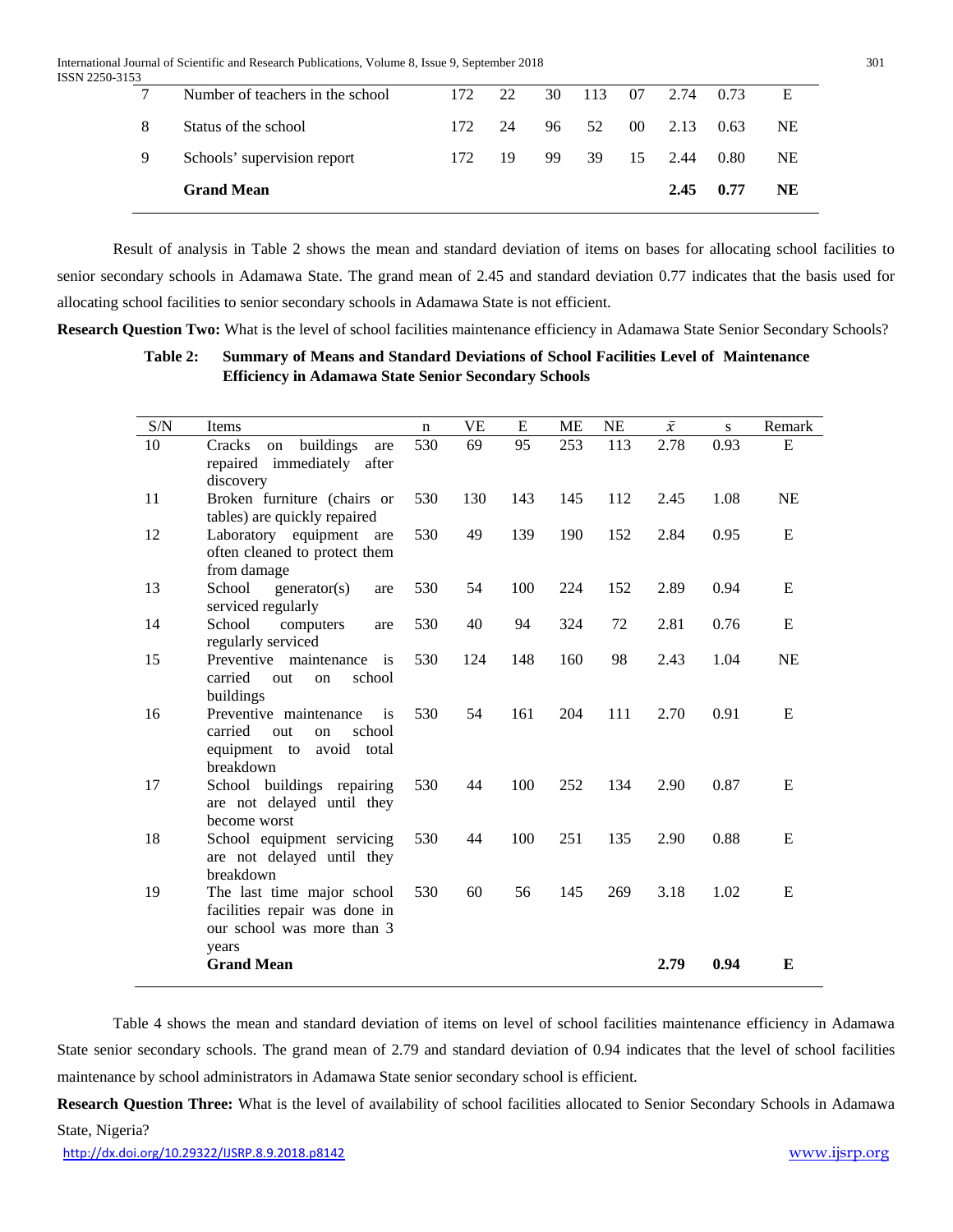| 7 | Number of teachers in the school | 172 | 22 | 30 | 113 | 07 | 2.74 | 0.73 | E |
|---|---|---|---|---|---|---|---|---|---|
| 8 | Status of the school | 172 | 24 | 96 | 52 | 00 | 2.13 | 0.63 | NE |
| 9 | Schools' supervision report | 172 | 19 | 99 | 39 | 15 | 2.44 | 0.80 | NE |
| | **Grand Mean** | | | | | | **2.45** | **0.77** | **NE** |

Result of analysis in Table 2 shows the mean and standard deviation of items on bases for allocating school facilities to senior secondary schools in Adamawa State. The grand mean of 2.45 and standard deviation 0.77 indicates that the basis used for allocating school facilities to senior secondary schools in Adamawa State is not efficient.

**Research Question Two:** What is the level of school facilities maintenance efficiency in Adamawa State Senior Secondary Schools?

**Table 2: Summary of Means and Standard Deviations of School Facilities Level of Maintenance Efficiency in Adamawa State Senior Secondary Schools**

| S/N | Items | n | VE | E | ME | NE | $\bar{x}$ | s | Remark |
|---|---|---|---|---|---|---|---|---|---|
| 10 | Cracks on buildings are repaired immediately after discovery | 530 | 69 | 95 | 253 | 113 | 2.78 | 0.93 | E |
| 11 | Broken furniture (chairs or tables) are quickly repaired | 530 | 130 | 143 | 145 | 112 | 2.45 | 1.08 | NE |
| 12 | Laboratory equipment are often cleaned to protect them from damage | 530 | 49 | 139 | 190 | 152 | 2.84 | 0.95 | E |
| 13 | School generator(s) are serviced regularly | 530 | 54 | 100 | 224 | 152 | 2.89 | 0.94 | E |
| 14 | School computers are regularly serviced | 530 | 40 | 94 | 324 | 72 | 2.81 | 0.76 | E |
| 15 | Preventive maintenance is carried out on school buildings | 530 | 124 | 148 | 160 | 98 | 2.43 | 1.04 | NE |
| 16 | Preventive maintenance is carried out on school equipment to avoid total breakdown | 530 | 54 | 161 | 204 | 111 | 2.70 | 0.91 | E |
| 17 | School buildings repairing are not delayed until they become worst | 530 | 44 | 100 | 252 | 134 | 2.90 | 0.87 | E |
| 18 | School equipment servicing are not delayed until they breakdown | 530 | 44 | 100 | 251 | 135 | 2.90 | 0.88 | E |
| 19 | The last time major school facilities repair was done in our school was more than 3 years | 530 | 60 | 56 | 145 | 269 | 3.18 | 1.02 | E |
| | **Grand Mean** | | | | | | **2.79** | **0.94** | **E** |

Table 4 shows the mean and standard deviation of items on level of school facilities maintenance efficiency in Adamawa State senior secondary schools. The grand mean of 2.79 and standard deviation of 0.94 indicates that the level of school facilities maintenance by school administrators in Adamawa State senior secondary school is efficient.

**Research Question Three:** What is the level of availability of school facilities allocated to Senior Secondary Schools in Adamawa State, Nigeria?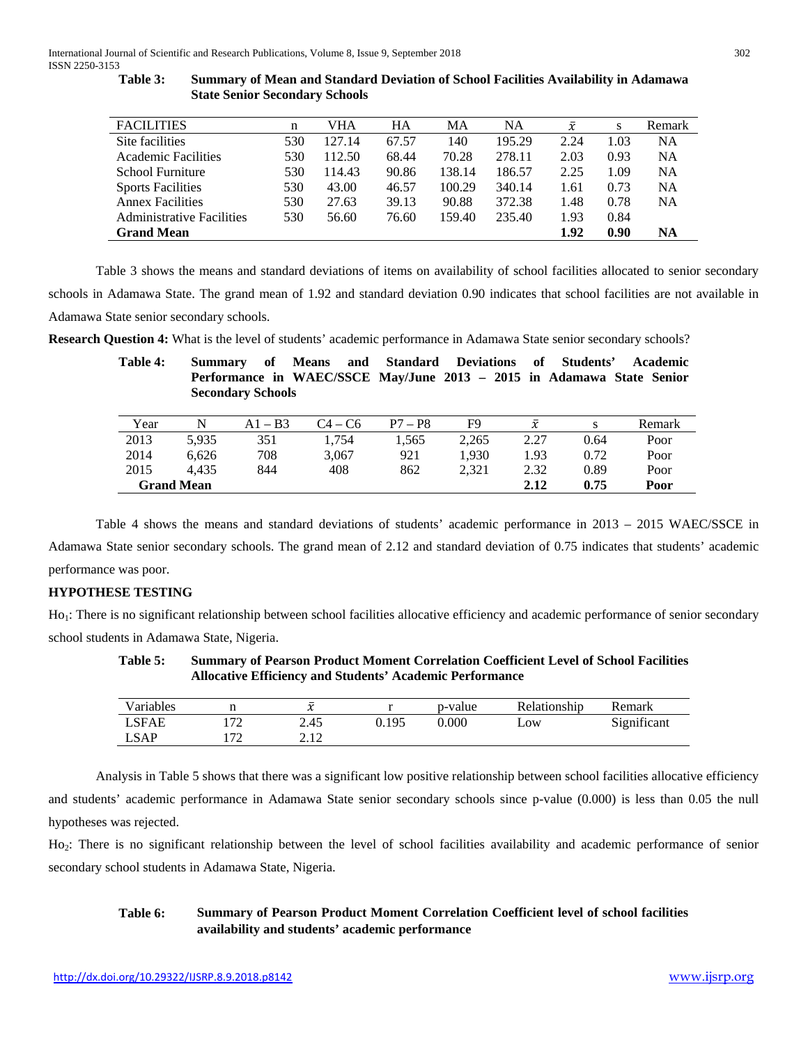**Table 3: Summary of Mean and Standard Deviation of School Facilities Availability in Adamawa State Senior Secondary Schools**

| FACILITIES | n | VHA | HA | MA | NA | $\bar{x}$ | s | Remark |
|---|---|---|---|---|---|---|---|---|
| Site facilities | 530 | 127.14 | 67.57 | 140 | 195.29 | 2.24 | 1.03 | NA |
| Academic Facilities | 530 | 112.50 | 68.44 | 70.28 | 278.11 | 2.03 | 0.93 | NA |
| School Furniture | 530 | 114.43 | 90.86 | 138.14 | 186.57 | 2.25 | 1.09 | NA |
| Sports Facilities | 530 | 43.00 | 46.57 | 100.29 | 340.14 | 1.61 | 0.73 | NA |
| Annex Facilities | 530 | 27.63 | 39.13 | 90.88 | 372.38 | 1.48 | 0.78 | NA |
| Administrative Facilities | 530 | 56.60 | 76.60 | 159.40 | 235.40 | 1.93 | 0.84 | |
| **Grand Mean** | | | | | | **1.92** | **0.90** | **NA** |

Table 3 shows the means and standard deviations of items on availability of school facilities allocated to senior secondary schools in Adamawa State. The grand mean of 1.92 and standard deviation 0.90 indicates that school facilities are not available in Adamawa State senior secondary schools.

**Research Question 4:** What is the level of students' academic performance in Adamawa State senior secondary schools?

**Table 4: Summary of Means and Standard Deviations of Students' Academic Performance in WAEC/SSCE May/June 2013 – 2015 in Adamawa State Senior Secondary Schools**

| Year | N | A1 – B3 | C4 – C6 | P7 – P8 | F9 | $\bar{x}$ | s | Remark |
|---|---|---|---|---|---|---|---|---|
| 2013 | 5,935 | 351 | 1,754 | 1,565 | 2,265 | 2.27 | 0.64 | Poor |
| 2014 | 6,626 | 708 | 3,067 | 921 | 1,930 | 1.93 | 0.72 | Poor |
| 2015 | 4,435 | 844 | 408 | 862 | 2,321 | 2.32 | 0.89 | Poor |
| **Grand Mean** | | | | | | **2.12** | **0.75** | **Poor** |

Table 4 shows the means and standard deviations of students' academic performance in 2013 – 2015 WAEC/SSCE in Adamawa State senior secondary schools. The grand mean of 2.12 and standard deviation of 0.75 indicates that students' academic performance was poor.

**HYPOTHESE TESTING**

$Ho_1$: There is no significant relationship between school facilities allocative efficiency and academic performance of senior secondary school students in Adamawa State, Nigeria.

**Table 5: Summary of Pearson Product Moment Correlation Coefficient Level of School Facilities Allocative Efficiency and Students' Academic Performance**

| Variables | n | $\bar{x}$ | r | p-value | Relationship | Remark |
|---|---|---|---|---|---|---|
| LSFAE | 172 | 2.45 | 0.195 | 0.000 | Low | Significant |
| LSAP | 172 | 2.12 | | | | |

Analysis in Table 5 shows that there was a significant low positive relationship between school facilities allocative efficiency and students' academic performance in Adamawa State senior secondary schools since p-value (0.000) is less than 0.05 the null hypotheses was rejected.

$Ho_2$: There is no significant relationship between the level of school facilities availability and academic performance of senior secondary school students in Adamawa State, Nigeria.

**Table 6: Summary of Pearson Product Moment Correlation Coefficient level of school facilities availability and students' academic performance**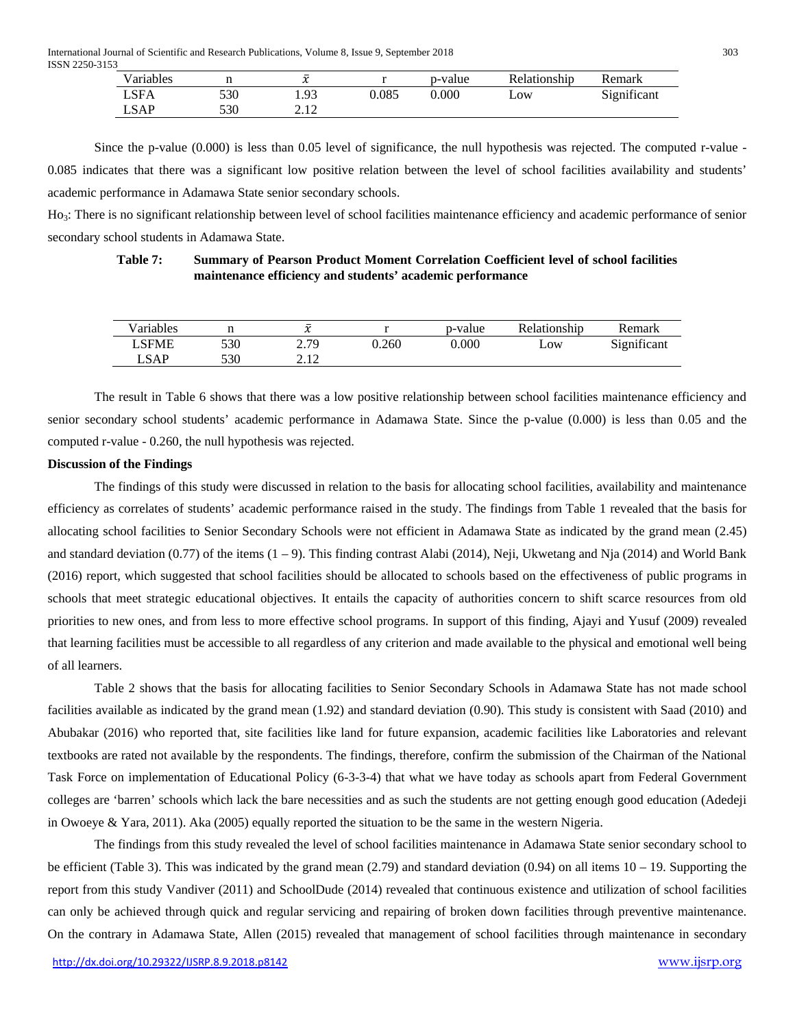| Variables | n | $\bar{x}$ | r | p-value | Relationship | Remark |
|---|---|---|---|---|---|---|
| LSFA | 530 | 1.93 | 0.085 | 0.000 | Low | Significant |
| LSAP | 530 | 2.12 | | | | |

Since the p-value (0.000) is less than 0.05 level of significance, the null hypothesis was rejected. The computed r-value - 0.085 indicates that there was a significant low positive relation between the level of school facilities availability and students' academic performance in Adamawa State senior secondary schools.

$Ho_3$: There is no significant relationship between level of school facilities maintenance efficiency and academic performance of senior secondary school students in Adamawa State.

**Table 7: Summary of Pearson Product Moment Correlation Coefficient level of school facilities maintenance efficiency and students' academic performance**

| Variables | n | $\bar{x}$ | r | p-value | Relationship | Remark |
|---|---|---|---|---|---|---|
| LSFME | 530 | 2.79 | 0.260 | 0.000 | Low | Significant |
| LSAP | 530 | 2.12 | | | | |

The result in Table 6 shows that there was a low positive relationship between school facilities maintenance efficiency and senior secondary school students' academic performance in Adamawa State. Since the p-value (0.000) is less than 0.05 and the computed r-value - 0.260, the null hypothesis was rejected.

**Discussion of the Findings**

The findings of this study were discussed in relation to the basis for allocating school facilities, availability and maintenance efficiency as correlates of students' academic performance raised in the study. The findings from Table 1 revealed that the basis for allocating school facilities to Senior Secondary Schools were not efficient in Adamawa State as indicated by the grand mean (2.45) and standard deviation (0.77) of the items (1 – 9). This finding contrast Alabi (2014), Neji, Ukwetang and Nja (2014) and World Bank (2016) report, which suggested that school facilities should be allocated to schools based on the effectiveness of public programs in schools that meet strategic educational objectives. It entails the capacity of authorities concern to shift scarce resources from old priorities to new ones, and from less to more effective school programs. In support of this finding, Ajayi and Yusuf (2009) revealed that learning facilities must be accessible to all regardless of any criterion and made available to the physical and emotional well being of all learners.

Table 2 shows that the basis for allocating facilities to Senior Secondary Schools in Adamawa State has not made school facilities available as indicated by the grand mean (1.92) and standard deviation (0.90). This study is consistent with Saad (2010) and Abubakar (2016) who reported that, site facilities like land for future expansion, academic facilities like Laboratories and relevant textbooks are rated not available by the respondents. The findings, therefore, confirm the submission of the Chairman of the National Task Force on implementation of Educational Policy (6-3-3-4) that what we have today as schools apart from Federal Government colleges are 'barren' schools which lack the bare necessities and as such the students are not getting enough good education (Adedeji in Owoeye & Yara, 2011). Aka (2005) equally reported the situation to be the same in the western Nigeria.

The findings from this study revealed the level of school facilities maintenance in Adamawa State senior secondary school to be efficient (Table 3). This was indicated by the grand mean (2.79) and standard deviation (0.94) on all items 10 – 19. Supporting the report from this study Vandiver (2011) and SchoolDude (2014) revealed that continuous existence and utilization of school facilities can only be achieved through quick and regular servicing and repairing of broken down facilities through preventive maintenance. On the contrary in Adamawa State, Allen (2015) revealed that management of school facilities through maintenance in secondary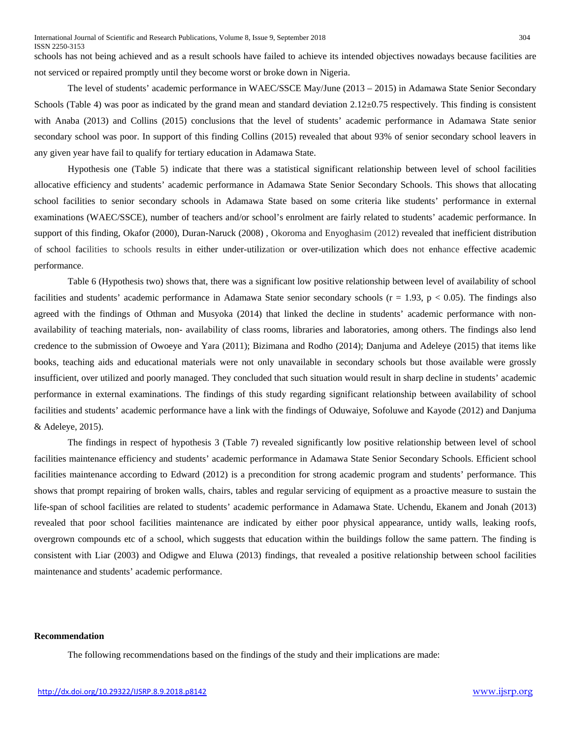schools has not being achieved and as a result schools have failed to achieve its intended objectives nowadays because facilities are not serviced or repaired promptly until they become worst or broke down in Nigeria.

The level of students' academic performance in WAEC/SSCE May/June (2013 – 2015) in Adamawa State Senior Secondary Schools (Table 4) was poor as indicated by the grand mean and standard deviation $2.12 \pm 0.75$ respectively. This finding is consistent with Anaba (2013) and Collins (2015) conclusions that the level of students' academic performance in Adamawa State senior secondary school was poor. In support of this finding Collins (2015) revealed that about 93% of senior secondary school leavers in any given year have fail to qualify for tertiary education in Adamawa State.

Hypothesis one (Table 5) indicate that there was a statistical significant relationship between level of school facilities allocative efficiency and students' academic performance in Adamawa State Senior Secondary Schools. This shows that allocating school facilities to senior secondary schools in Adamawa State based on some criteria like students' performance in external examinations (WAEC/SSCE), number of teachers and/or school's enrolment are fairly related to students' academic performance. In support of this finding, Okafor (2000), Duran-Naruck (2008) , Okoroma and Enyoghasim (2012) revealed that inefficient distribution of school facilities to schools results in either under-utilization or over-utilization which does not enhance effective academic performance.

Table 6 (Hypothesis two) shows that, there was a significant low positive relationship between level of availability of school facilities and students' academic performance in Adamawa State senior secondary schools ($r = 1.93$, $p < 0.05$). The findings also agreed with the findings of Othman and Musyoka (2014) that linked the decline in students' academic performance with non-availability of teaching materials, non- availability of class rooms, libraries and laboratories, among others. The findings also lend credence to the submission of Owoeye and Yara (2011); Bizimana and Rodho (2014); Danjuma and Adeleye (2015) that items like books, teaching aids and educational materials were not only unavailable in secondary schools but those available were grossly insufficient, over utilized and poorly managed. They concluded that such situation would result in sharp decline in students' academic performance in external examinations. The findings of this study regarding significant relationship between availability of school facilities and students' academic performance have a link with the findings of Oduwaiye, Sofoluwe and Kayode (2012) and Danjuma & Adeleye, 2015).

The findings in respect of hypothesis 3 (Table 7) revealed significantly low positive relationship between level of school facilities maintenance efficiency and students' academic performance in Adamawa State Senior Secondary Schools. Efficient school facilities maintenance according to Edward (2012) is a precondition for strong academic program and students' performance. This shows that prompt repairing of broken walls, chairs, tables and regular servicing of equipment as a proactive measure to sustain the life-span of school facilities are related to students' academic performance in Adamawa State. Uchendu, Ekanem and Jonah (2013) revealed that poor school facilities maintenance are indicated by either poor physical appearance, untidy walls, leaking roofs, overgrown compounds etc of a school, which suggests that education within the buildings follow the same pattern. The finding is consistent with Liar (2003) and Odigwe and Eluwa (2013) findings, that revealed a positive relationship between school facilities maintenance and students' academic performance.

**Recommendation**

The following recommendations based on the findings of the study and their implications are made: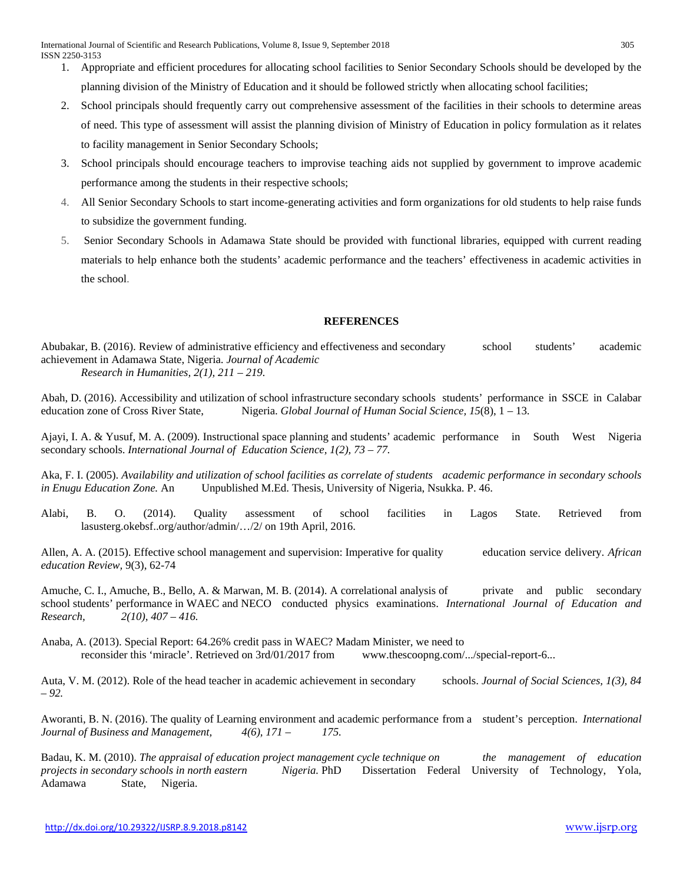1. Appropriate and efficient procedures for allocating school facilities to Senior Secondary Schools should be developed by the planning division of the Ministry of Education and it should be followed strictly when allocating school facilities;
2. School principals should frequently carry out comprehensive assessment of the facilities in their schools to determine areas of need. This type of assessment will assist the planning division of Ministry of Education in policy formulation as it relates to facility management in Senior Secondary Schools;
3. School principals should encourage teachers to improvise teaching aids not supplied by government to improve academic performance among the students in their respective schools;
4. All Senior Secondary Schools to start income-generating activities and form organizations for old students to help raise funds to subsidize the government funding.
5. Senior Secondary Schools in Adamawa State should be provided with functional libraries, equipped with current reading materials to help enhance both the students' academic performance and the teachers' effectiveness in academic activities in the school.

## REFERENCES

Abubakar, B. (2016). Review of administrative efficiency and effectiveness and secondary school students' academic achievement in Adamawa State, Nigeria. *Journal of Academic Research in Humanities, 2(1), 211 – 219.*

Abah, D. (2016). Accessibility and utilization of school infrastructure secondary schools students' performance in SSCE in Calabar education zone of Cross River State, Nigeria. *Global Journal of Human Social Science, 15*(8), 1 – 13.

Ajayi, I. A. & Yusuf, M. A. (2009). Instructional space planning and students' academic performance in South West Nigeria secondary schools. *International Journal of Education Science, 1(2), 73 – 77.*

Aka, F. I. (2005). *Availability and utilization of school facilities as correlate of students academic performance in secondary schools in Enugu Education Zone.* An Unpublished M.Ed. Thesis, University of Nigeria, Nsukka. P. 46.

Alabi, B. O. (2014). Quality assessment of school facilities in Lagos State. Retrieved from lasusterg.okebsf..org/author/admin/…/2/ on 19th April, 2016.

Allen, A. A. (2015). Effective school management and supervision: Imperative for quality education service delivery. *African education Review,* 9(3), 62-74

Amuche, C. I., Amuche, B., Bello, A. & Marwan, M. B. (2014). A correlational analysis of private and public secondary school students' performance in WAEC and NECO conducted physics examinations. *International Journal of Education and Research, 2(10), 407 – 416.*

Anaba, A. (2013). Special Report: 64.26% credit pass in WAEC? Madam Minister, we need to reconsider this 'miracle'. Retrieved on 3rd/01/2017 from www.thescoopng.com/.../special-report-6...

Auta, V. M. (2012). Role of the head teacher in academic achievement in secondary schools. *Journal of Social Sciences, 1(3), 84 – 92.*

Aworanti, B. N. (2016). The quality of Learning environment and academic performance from a student's perception. *International Journal of Business and Management, 4(6), 171 – 175.*

Badau, K. M. (2010). *The appraisal of education project management cycle technique on the management of education projects in secondary schools in north eastern Nigeria.* PhD Dissertation Federal University of Technology, Yola, Adamawa State, Nigeria.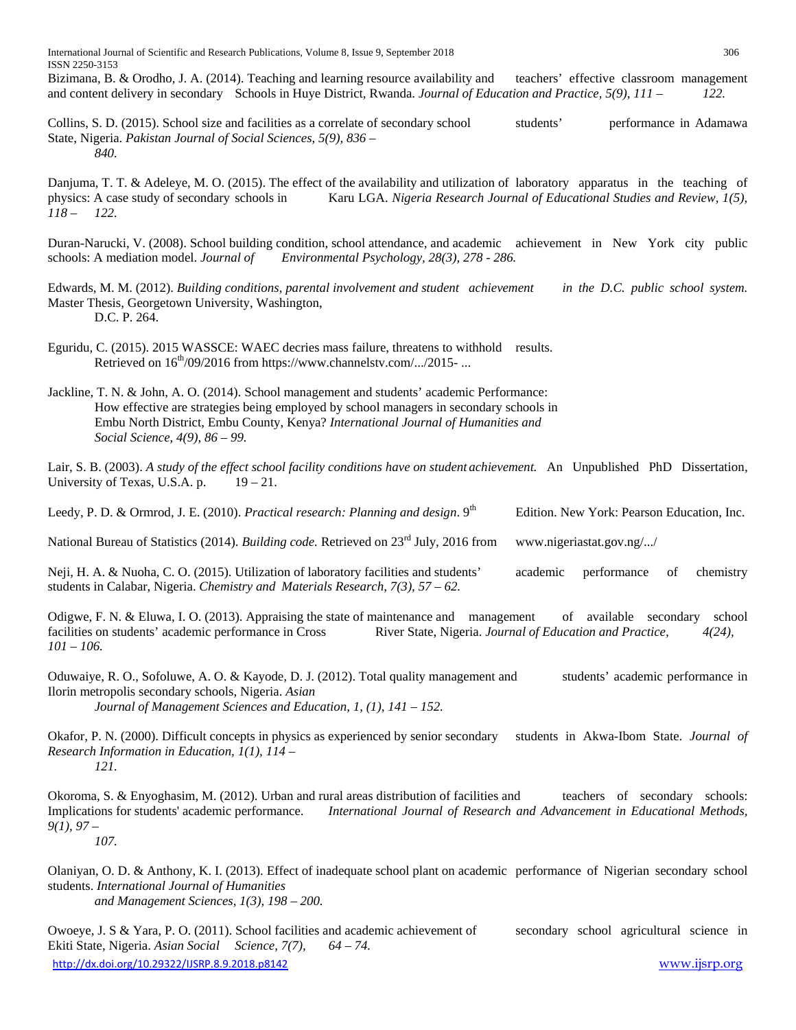Bizimana, B. & Orodho, J. A. (2014). Teaching and learning resource availability and teachers' effective classroom management and content delivery in secondary Schools in Huye District, Rwanda. *Journal of Education and Practice, 5(9), 111 – 122.*

Collins, S. D. (2015). School size and facilities as a correlate of secondary school students' performance in Adamawa State, Nigeria. *Pakistan Journal of Social Sciences, 5(9), 836 – 840.*

Danjuma, T. T. & Adeleye, M. O. (2015). The effect of the availability and utilization of laboratory apparatus in the teaching of physics: A case study of secondary schools in Karu LGA. *Nigeria Research Journal of Educational Studies and Review, 1(5), 118 – 122.*

Duran-Narucki, V. (2008). School building condition, school attendance, and academic achievement in New York city public schools: A mediation model. *Journal of Environmental Psychology, 28(3), 278 - 286.*

Edwards, M. M. (2012). *Building conditions, parental involvement and student achievement in the D.C. public school system.* Master Thesis, Georgetown University, Washington, D.C. P. 264.

Eguridu, C. (2015). 2015 WASSCE: WAEC decries mass failure, threatens to withhold results. Retrieved on 16th/09/2016 from https://www.channelstv.com/.../2015- ...

Jackline, T. N. & John, A. O. (2014). School management and students' academic Performance: How effective are strategies being employed by school managers in secondary schools in Embu North District, Embu County, Kenya? *International Journal of Humanities and Social Science, 4(9), 86 – 99.*

Lair, S. B. (2003). *A study of the effect school facility conditions have on student achievement.* An Unpublished PhD Dissertation, University of Texas, U.S.A. p. 19 – 21.

Leedy, P. D. & Ormrod, J. E. (2010). *Practical research: Planning and design*. 9th Edition. New York: Pearson Education, Inc.

National Bureau of Statistics (2014). *Building code.* Retrieved on 23rd July, 2016 from www.nigeriastat.gov.ng/.../

Neji, H. A. & Nuoha, C. O. (2015). Utilization of laboratory facilities and students' academic performance of chemistry students in Calabar, Nigeria. *Chemistry and Materials Research, 7(3), 57 – 62.*

Odigwe, F. N. & Eluwa, I. O. (2013). Appraising the state of maintenance and management of available secondary school facilities on students' academic performance in Cross River State, Nigeria. *Journal of Education and Practice, 4(24), 101 – 106.*

Oduwaiye, R. O., Sofoluwe, A. O. & Kayode, D. J. (2012). Total quality management and students' academic performance in Ilorin metropolis secondary schools, Nigeria. *Asian Journal of Management Sciences and Education, 1, (1), 141 – 152.*

Okafor, P. N. (2000). Difficult concepts in physics as experienced by senior secondary students in Akwa-Ibom State. *Journal of Research Information in Education, 1(1), 114 – 121.*

Okoroma, S. & Enyoghasim, M. (2012). Urban and rural areas distribution of facilities and teachers of secondary schools: Implications for students' academic performance. *International Journal of Research and Advancement in Educational Methods, 9(1), 97 – 107.*

Olaniyan, O. D. & Anthony, K. I. (2013). Effect of inadequate school plant on academic performance of Nigerian secondary school students. *International Journal of Humanities and Management Sciences, 1(3), 198 – 200.*

Owoeye, J. S & Yara, P. O. (2011). School facilities and academic achievement of secondary school agricultural science in Ekiti State, Nigeria. *Asian Social Science, 7(7), 64 – 74.*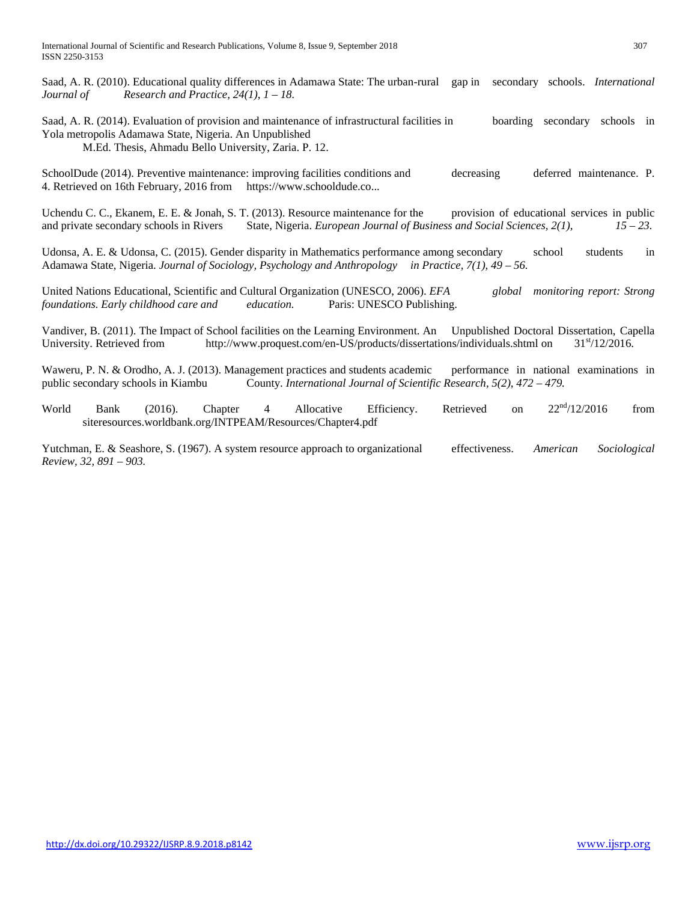Saad, A. R. (2010). Educational quality differences in Adamawa State: The urban-rural gap in secondary schools. *International Journal of Research and Practice, 24(1), 1 – 18.*

Saad, A. R. (2014). Evaluation of provision and maintenance of infrastructural facilities in boarding secondary schools in Yola metropolis Adamawa State, Nigeria. An Unpublished M.Ed. Thesis, Ahmadu Bello University, Zaria. P. 12.

SchoolDude (2014). Preventive maintenance: improving facilities conditions and decreasing deferred maintenance. P. 4. Retrieved on 16th February, 2016 from https://www.schooldude.co...

Uchendu C. C., Ekanem, E. E. & Jonah, S. T. (2013). Resource maintenance for the provision of educational services in public and private secondary schools in Rivers State, Nigeria. *European Journal of Business and Social Sciences, 2(1), 15 – 23.*

Udonsa, A. E. & Udonsa, C. (2015). Gender disparity in Mathematics performance among secondary school students in Adamawa State, Nigeria. *Journal of Sociology, Psychology and Anthropology in Practice, 7(1), 49 – 56.*

United Nations Educational, Scientific and Cultural Organization (UNESCO, 2006). *EFA global monitoring report: Strong foundations. Early childhood care and education.* Paris: UNESCO Publishing.

Vandiver, B. (2011). The Impact of School facilities on the Learning Environment. An Unpublished Doctoral Dissertation, Capella University. Retrieved from http://www.proquest.com/en-US/products/dissertations/individuals.shtml on 31st/12/2016.

Waweru, P. N. & Orodho, A. J. (2013). Management practices and students academic performance in national examinations in public secondary schools in Kiambu County. *International Journal of Scientific Research, 5(2), 472 – 479.*

World Bank (2016). Chapter 4 Allocative Efficiency. Retrieved on 22nd/12/2016 from siteresources.worldbank.org/INTPEAM/Resources/Chapter4.pdf

Yutchman, E. & Seashore, S. (1967). A system resource approach to organizational effectiveness. *American Sociological Review, 32, 891 – 903.*